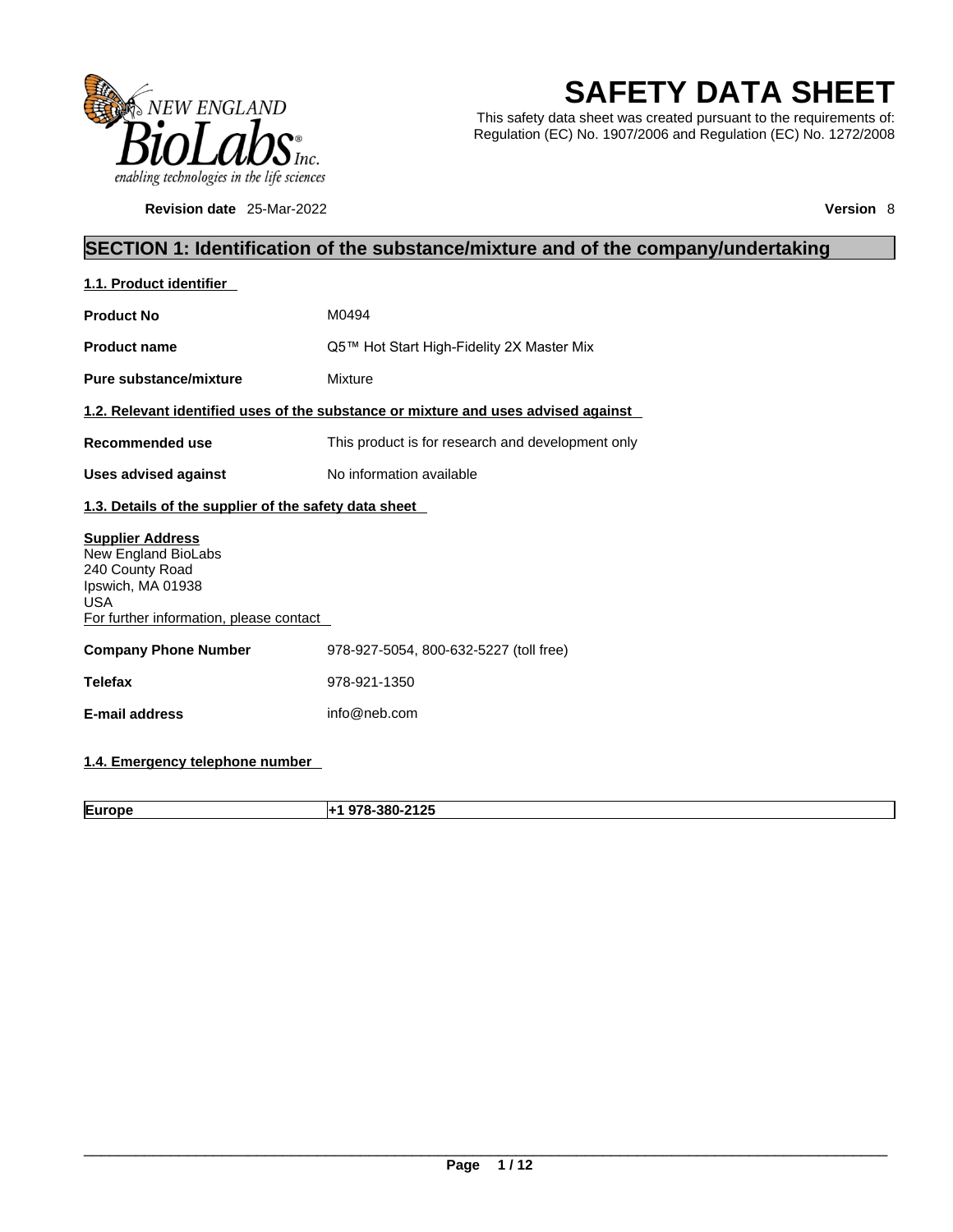# SAFETY DATA SHEET

This safety data sheet was created pursuant to the requirements of: Regulation (EC) No. 1907/2006 and Regulation (EC) No. 1272/2008

**Revision date** 25-Mar-2022 **Version** 8

## SECTION 1: Identification of the substance/mixture and of the company/undertaking

### 1.1. Product identifier

**Product No** M0494

**Product name** Q5™ Hot Start High-Fidelity 2X Master Mix

**Pure substance/mixture** Mixture

### 1.2. Relevant identified uses of the substance or mixture and uses advised against

**Recommended use** This product is for research and development only

**Uses advised against** No information available

### 1.3. Details of the supplier of the safety data sheet

**Supplier Address**
New England BioLabs
240 County Road
Ipswich, MA 01938
USA
For further information, please contact

**Company Phone Number** 978-927-5054, 800-632-5227 (toll free)

**Telefax** 978-921-1350

**E-mail address** info@neb.com

### 1.4. Emergency telephone number

| Europe | +1 978-380-2125 |
|---|---|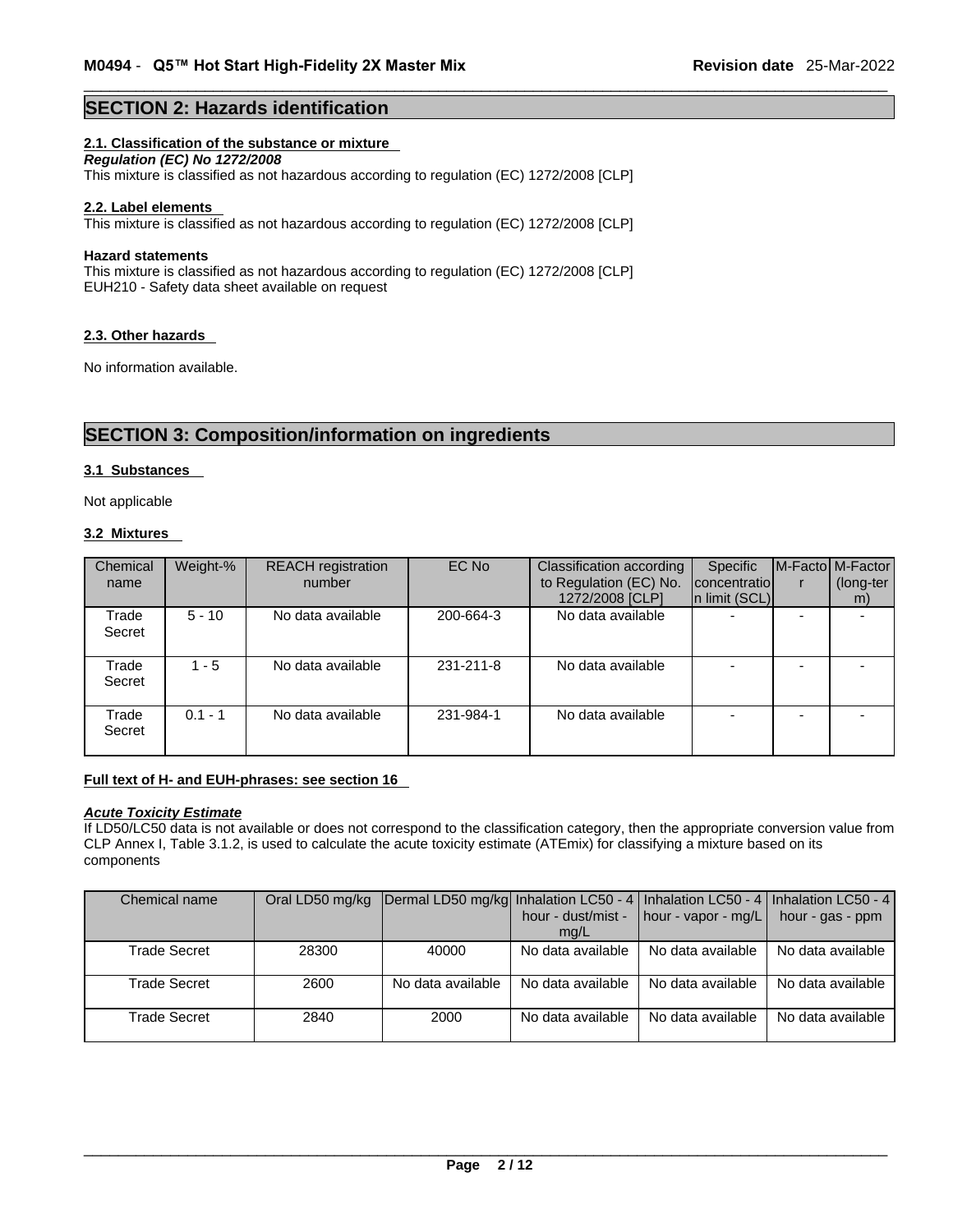## SECTION 2: Hazards identification

### 2.1. Classification of the substance or mixture

***Regulation (EC) No 1272/2008***

This mixture is classified as not hazardous according to regulation (EC) 1272/2008 [CLP]

### 2.2. Label elements

This mixture is classified as not hazardous according to regulation (EC) 1272/2008 [CLP]

**Hazard statements**

This mixture is classified as not hazardous according to regulation (EC) 1272/2008 [CLP]
EUH210 - Safety data sheet available on request

### 2.3. Other hazards

No information available.

## SECTION 3: Composition/information on ingredients

### 3.1 Substances

Not applicable

### 3.2 Mixtures

| Chemical name | Weight-% | REACH registration number | EC No | Classification according to Regulation (EC) No. 1272/2008 [CLP] | Specific concentration limit (SCL) | M-Factor | M-Factor (long-term) |
|---|---|---|---|---|---|---|---|
| Trade Secret | 5 - 10 | No data available | 200-664-3 | No data available | - | - | - |
| Trade Secret | 1 - 5 | No data available | 231-211-8 | No data available | - | - | - |
| Trade Secret | 0.1 - 1 | No data available | 231-984-1 | No data available | - | - | - |

**Full text of H- and EUH-phrases: see section 16**

***Acute Toxicity Estimate***

If LD50/LC50 data is not available or does not correspond to the classification category, then the appropriate conversion value from CLP Annex I, Table 3.1.2, is used to calculate the acute toxicity estimate (ATEmix) for classifying a mixture based on its components

| Chemical name | Oral LD50 mg/kg | Dermal LD50 mg/kg | Inhalation LC50 - 4 hour - dust/mist - mg/L | Inhalation LC50 - 4 hour - vapor - mg/L | Inhalation LC50 - 4 hour - gas - ppm |
|---|---|---|---|---|---|
| Trade Secret | 28300 | 40000 | No data available | No data available | No data available |
| Trade Secret | 2600 | No data available | No data available | No data available | No data available |
| Trade Secret | 2840 | 2000 | No data available | No data available | No data available |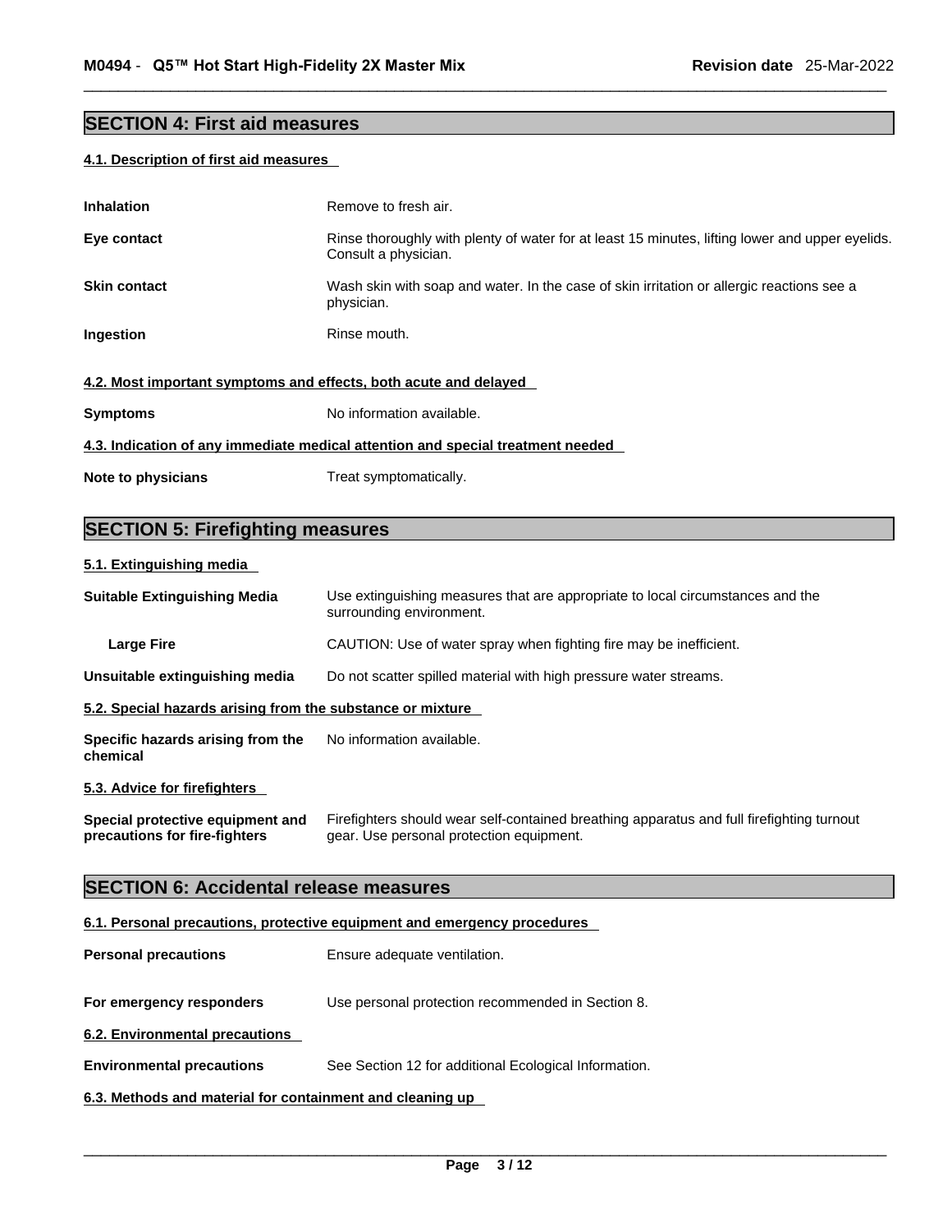## SECTION 4: First aid measures

### 4.1. Description of first aid measures

| | |
|---|---|
| **Inhalation** | Remove to fresh air. |
| **Eye contact** | Rinse thoroughly with plenty of water for at least 15 minutes, lifting lower and upper eyelids. Consult a physician. |
| **Skin contact** | Wash skin with soap and water. In the case of skin irritation or allergic reactions see a physician. |
| **Ingestion** | Rinse mouth. |

### 4.2. Most important symptoms and effects, both acute and delayed

| | |
|---|---|
| **Symptoms** | No information available. |

### 4.3. Indication of any immediate medical attention and special treatment needed

| | |
|---|---|
| **Note to physicians** | Treat symptomatically. |

## SECTION 5: Firefighting measures

### 5.1. Extinguishing media

| | |
|---|---|
| **Suitable Extinguishing Media** | Use extinguishing measures that are appropriate to local circumstances and the surrounding environment. |
| **Large Fire** | CAUTION: Use of water spray when fighting fire may be inefficient. |
| **Unsuitable extinguishing media** | Do not scatter spilled material with high pressure water streams. |

### 5.2. Special hazards arising from the substance or mixture

| | |
|---|---|
| **Specific hazards arising from the chemical** | No information available. |

### 5.3. Advice for firefighters

| | |
|---|---|
| **Special protective equipment and precautions for fire-fighters** | Firefighters should wear self-contained breathing apparatus and full firefighting turnout gear. Use personal protection equipment. |

## SECTION 6: Accidental release measures

### 6.1. Personal precautions, protective equipment and emergency procedures

| | |
|---|---|
| **Personal precautions** | Ensure adequate ventilation. |
| **For emergency responders** | Use personal protection recommended in Section 8. |

### 6.2. Environmental precautions

| | |
|---|---|
| **Environmental precautions** | See Section 12 for additional Ecological Information. |

### 6.3. Methods and material for containment and cleaning up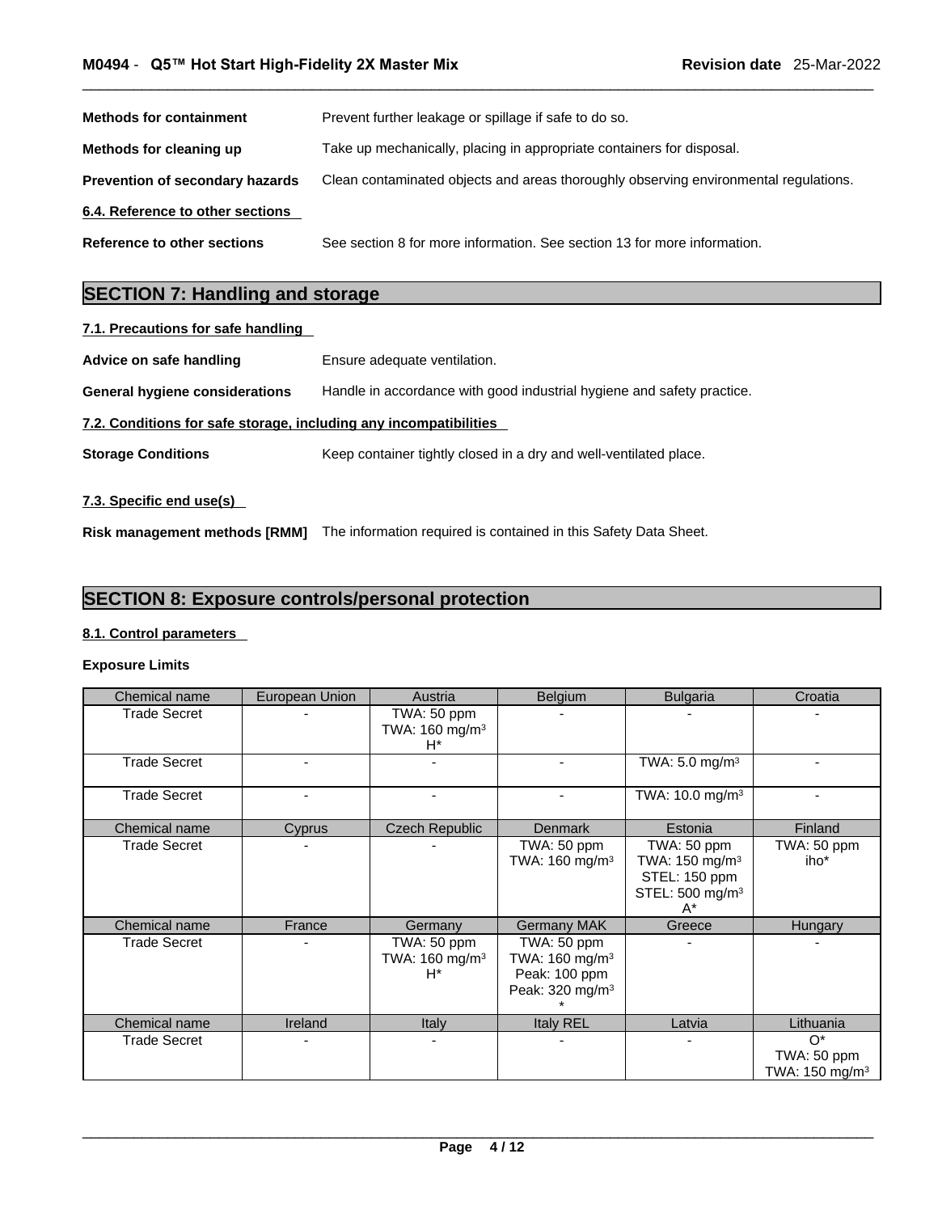**Methods for containment** Prevent further leakage or spillage if safe to do so.

**Methods for cleaning up** Take up mechanically, placing in appropriate containers for disposal.

**Prevention of secondary hazards** Clean contaminated objects and areas thoroughly observing environmental regulations.

**6.4. Reference to other sections**

**Reference to other sections** See section 8 for more information. See section 13 for more information.

## SECTION 7: Handling and storage

**7.1. Precautions for safe handling**

**Advice on safe handling** Ensure adequate ventilation.

**General hygiene considerations** Handle in accordance with good industrial hygiene and safety practice.

**7.2. Conditions for safe storage, including any incompatibilities**

**Storage Conditions** Keep container tightly closed in a dry and well-ventilated place.

**7.3. Specific end use(s)**

**Risk management methods [RMM]** The information required is contained in this Safety Data Sheet.

## SECTION 8: Exposure controls/personal protection

**8.1. Control parameters**

**Exposure Limits**

| Chemical name | European Union | Austria | Belgium | Bulgaria | Croatia |
|---|---|---|---|---|---|
| Trade Secret | - | TWA: 50 ppm<br>TWA: 160 mg/m³<br>H* | - | - | - |
| Trade Secret | - | - | - | TWA: 5.0 mg/m³ | - |
| Trade Secret | - | - | - | TWA: 10.0 mg/m³ | - |
| **Chemical name** | **Cyprus** | **Czech Republic** | **Denmark** | **Estonia** | **Finland** |
| Trade Secret | - | - | TWA: 50 ppm<br>TWA: 160 mg/m³ | TWA: 50 ppm<br>TWA: 150 mg/m³<br>STEL: 150 ppm<br>STEL: 500 mg/m³<br>A* | TWA: 50 ppm<br>iho* |
| **Chemical name** | **France** | **Germany** | **Germany MAK** | **Greece** | **Hungary** |
| Trade Secret | - | TWA: 50 ppm<br>TWA: 160 mg/m³<br>H* | TWA: 50 ppm<br>TWA: 160 mg/m³<br>Peak: 100 ppm<br>Peak: 320 mg/m³<br>* | - | - |
| **Chemical name** | **Ireland** | **Italy** | **Italy REL** | **Latvia** | **Lithuania** |
| Trade Secret | - | - | - | - | O*<br>TWA: 50 ppm<br>TWA: 150 mg/m³ |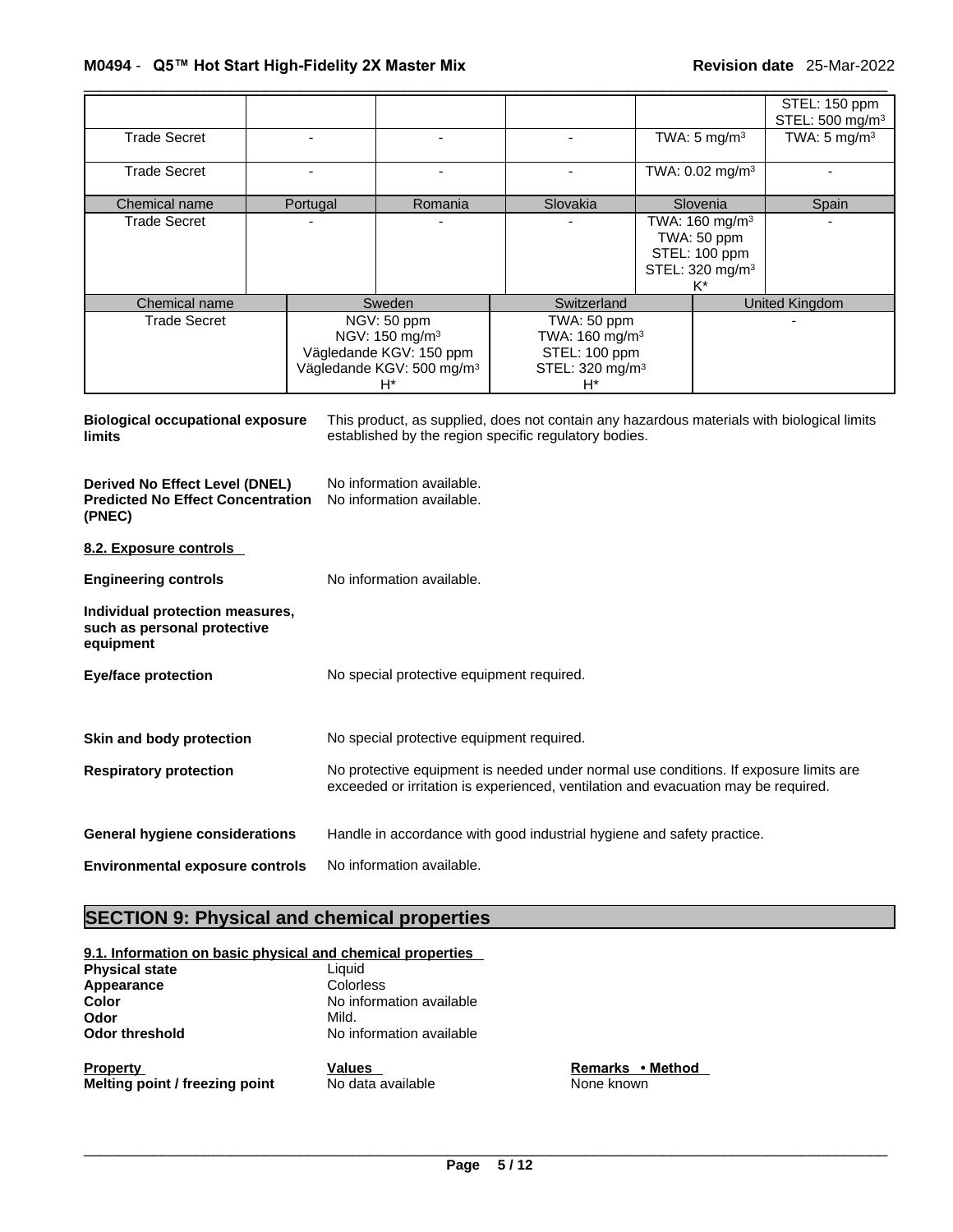| | | | | | |
|---|---|---|---|---|---|
| | | | | | STEL: 150 ppm<br>STEL: 500 mg/m³ |
| Trade Secret | - | - | - | TWA: 5 mg/m³ | TWA: 5 mg/m³ |
| Trade Secret | - | - | - | TWA: 0.02 mg/m³ | - |

| Chemical name | Portugal | Romania | Slovakia | Slovenia | Spain |
|---|---|---|---|---|---|
| Trade Secret | - | - | - | TWA: 160 mg/m³<br>TWA: 50 ppm<br>STEL: 100 ppm<br>STEL: 320 mg/m³<br>K* | - |

| Chemical name | Sweden | Switzerland | United Kingdom |
|---|---|---|---|
| Trade Secret | NGV: 50 ppm<br>NGV: 150 mg/m³<br>Vägledande KGV: 150 ppm<br>Vägledande KGV: 500 mg/m³<br>H* | TWA: 50 ppm<br>TWA: 160 mg/m³<br>STEL: 100 ppm<br>STEL: 320 mg/m³<br>H* | - |

**Biological occupational exposure limits** This product, as supplied, does not contain any hazardous materials with biological limits established by the region specific regulatory bodies.

**Derived No Effect Level (DNEL)** No information available.
**Predicted No Effect Concentration (PNEC)** No information available.

**8.2. Exposure controls**

**Engineering controls** No information available.

**Individual protection measures, such as personal protective equipment**

**Eye/face protection** No special protective equipment required.

**Skin and body protection** No special protective equipment required.

**Respiratory protection** No protective equipment is needed under normal use conditions. If exposure limits are exceeded or irritation is experienced, ventilation and evacuation may be required.

**General hygiene considerations** Handle in accordance with good industrial hygiene and safety practice.

**Environmental exposure controls** No information available.

## SECTION 9: Physical and chemical properties

**9.1. Information on basic physical and chemical properties**

**Physical state** Liquid
**Appearance** Colorless
**Color** No information available
**Odor** Mild.
**Odor threshold** No information available

| Property | Values | Remarks • Method |
|---|---|---|
| **Melting point / freezing point** | No data available | None known |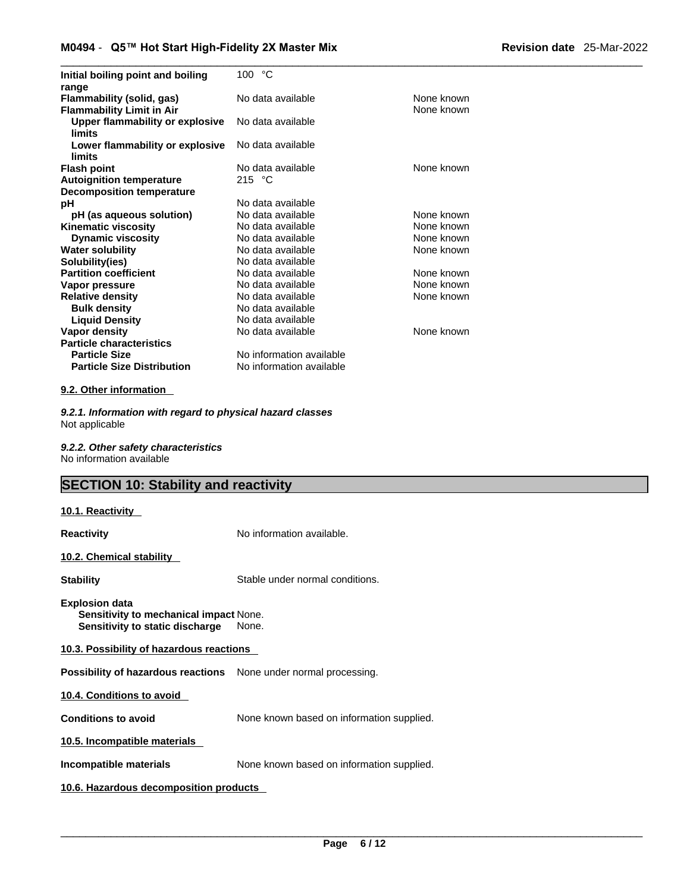| | | |
|---|---|---|
| **Initial boiling point and boiling range** | 100 °C | |
| **Flammability (solid, gas)** | No data available | None known |
| **Flammability Limit in Air** | | None known |
| **Upper flammability or explosive limits** | No data available | |
| **Lower flammability or explosive limits** | No data available | |
| **Flash point** | No data available | None known |
| **Autoignition temperature** | 215 °C | |
| **Decomposition temperature** | | |
| **pH** | No data available | |
| **pH (as aqueous solution)** | No data available | None known |
| **Kinematic viscosity** | No data available | None known |
| **Dynamic viscosity** | No data available | None known |
| **Water solubility** | No data available | None known |
| **Solubility(ies)** | No data available | |
| **Partition coefficient** | No data available | None known |
| **Vapor pressure** | No data available | None known |
| **Relative density** | No data available | None known |
| **Bulk density** | No data available | |
| **Liquid Density** | No data available | |
| **Vapor density** | No data available | None known |
| **Particle characteristics** | | |
| **Particle Size** | No information available | |
| **Particle Size Distribution** | No information available | |

**9.2. Other information**

***9.2.1. Information with regard to physical hazard classes***
Not applicable

***9.2.2. Other safety characteristics***
No information available

## SECTION 10: Stability and reactivity

**10.1. Reactivity**

**Reactivity** No information available.

**10.2. Chemical stability**

**Stability** Stable under normal conditions.

**Explosion data**
**Sensitivity to mechanical impact** None.
**Sensitivity to static discharge** None.

**10.3. Possibility of hazardous reactions**

**Possibility of hazardous reactions** None under normal processing.

**10.4. Conditions to avoid**

**Conditions to avoid** None known based on information supplied.

**10.5. Incompatible materials**

**Incompatible materials** None known based on information supplied.

**10.6. Hazardous decomposition products**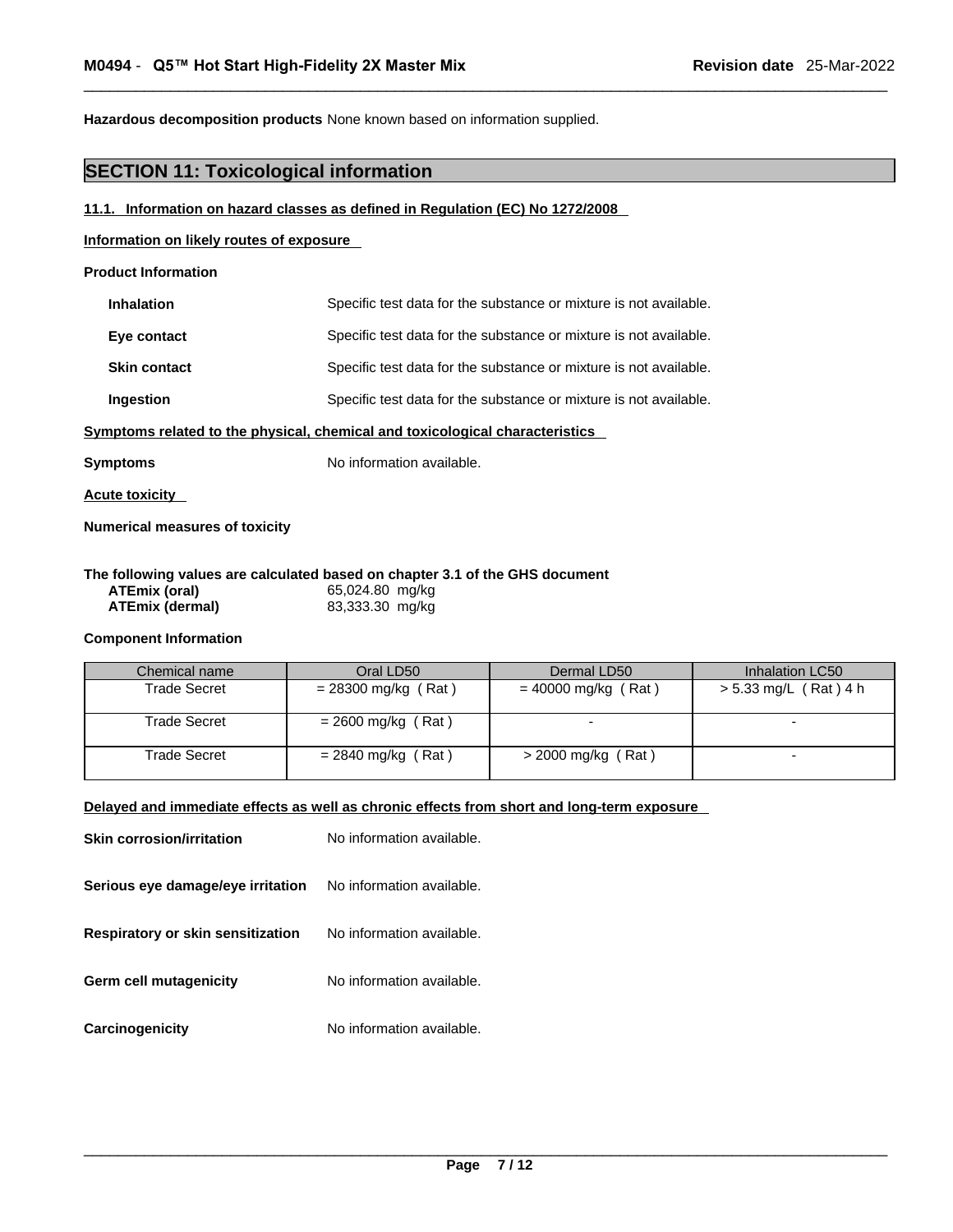**Hazardous decomposition products** None known based on information supplied.

## SECTION 11: Toxicological information

### 11.1. Information on hazard classes as defined in Regulation (EC) No 1272/2008

**Information on likely routes of exposure**

**Product Information**

**Inhalation** Specific test data for the substance or mixture is not available.

**Eye contact** Specific test data for the substance or mixture is not available.

**Skin contact** Specific test data for the substance or mixture is not available.

**Ingestion** Specific test data for the substance or mixture is not available.

**Symptoms related to the physical, chemical and toxicological characteristics**

**Symptoms** No information available.

**Acute toxicity**

**Numerical measures of toxicity**

**The following values are calculated based on chapter 3.1 of the GHS document**

**ATEmix (oral)** 65,024.80 mg/kg
**ATEmix (dermal)** 83,333.30 mg/kg

**Component Information**

| Chemical name | Oral LD50 | Dermal LD50 | Inhalation LC50 |
|---|---|---|---|
| Trade Secret | = 28300 mg/kg ( Rat ) | = 40000 mg/kg ( Rat ) | > 5.33 mg/L ( Rat ) 4 h |
| Trade Secret | = 2600 mg/kg ( Rat ) | - | - |
| Trade Secret | = 2840 mg/kg ( Rat ) | > 2000 mg/kg ( Rat ) | - |

**Delayed and immediate effects as well as chronic effects from short and long-term exposure**

**Skin corrosion/irritation** No information available.

**Serious eye damage/eye irritation** No information available.

**Respiratory or skin sensitization** No information available.

**Germ cell mutagenicity** No information available.

**Carcinogenicity** No information available.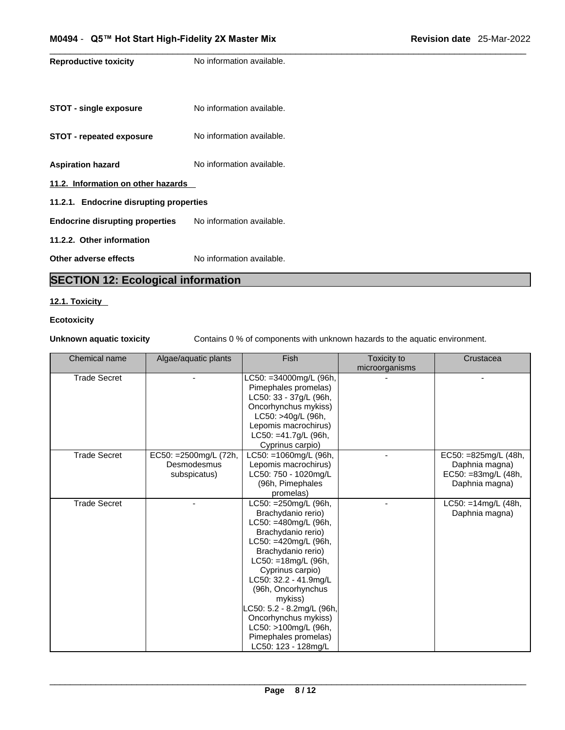**Reproductive toxicity** No information available.

**STOT - single exposure** No information available.

**STOT - repeated exposure** No information available.

**Aspiration hazard** No information available.

**11.2. Information on other hazards**

**11.2.1. Endocrine disrupting properties**

**Endocrine disrupting properties** No information available.

**11.2.2. Other information**

**Other adverse effects** No information available.

## SECTION 12: Ecological information

**12.1. Toxicity**

**Ecotoxicity**

**Unknown aquatic toxicity** Contains 0 % of components with unknown hazards to the aquatic environment.

| Chemical name | Algae/aquatic plants | Fish | Toxicity to microorganisms | Crustacea |
|---|---|---|---|---|
| Trade Secret | - | LC50: =34000mg/L (96h, Pimephales promelas) LC50: 33 - 37g/L (96h, Oncorhynchus mykiss) LC50: >40g/L (96h, Lepomis macrochirus) LC50: =41.7g/L (96h, Cyprinus carpio) | - | - |
| Trade Secret | EC50: =2500mg/L (72h, Desmodesmus subspicatus) | LC50: =1060mg/L (96h, Lepomis macrochirus) LC50: 750 - 1020mg/L (96h, Pimephales promelas) | - | EC50: =825mg/L (48h, Daphnia magna) EC50: =83mg/L (48h, Daphnia magna) |
| Trade Secret | - | LC50: =250mg/L (96h, Brachydanio rerio) LC50: =480mg/L (96h, Brachydanio rerio) LC50: =420mg/L (96h, Brachydanio rerio) LC50: =18mg/L (96h, Cyprinus carpio) LC50: 32.2 - 41.9mg/L (96h, Oncorhynchus mykiss) LC50: 5.2 - 8.2mg/L (96h, Oncorhynchus mykiss) LC50: >100mg/L (96h, Pimephales promelas) LC50: 123 - 128mg/L | - | LC50: =14mg/L (48h, Daphnia magna) |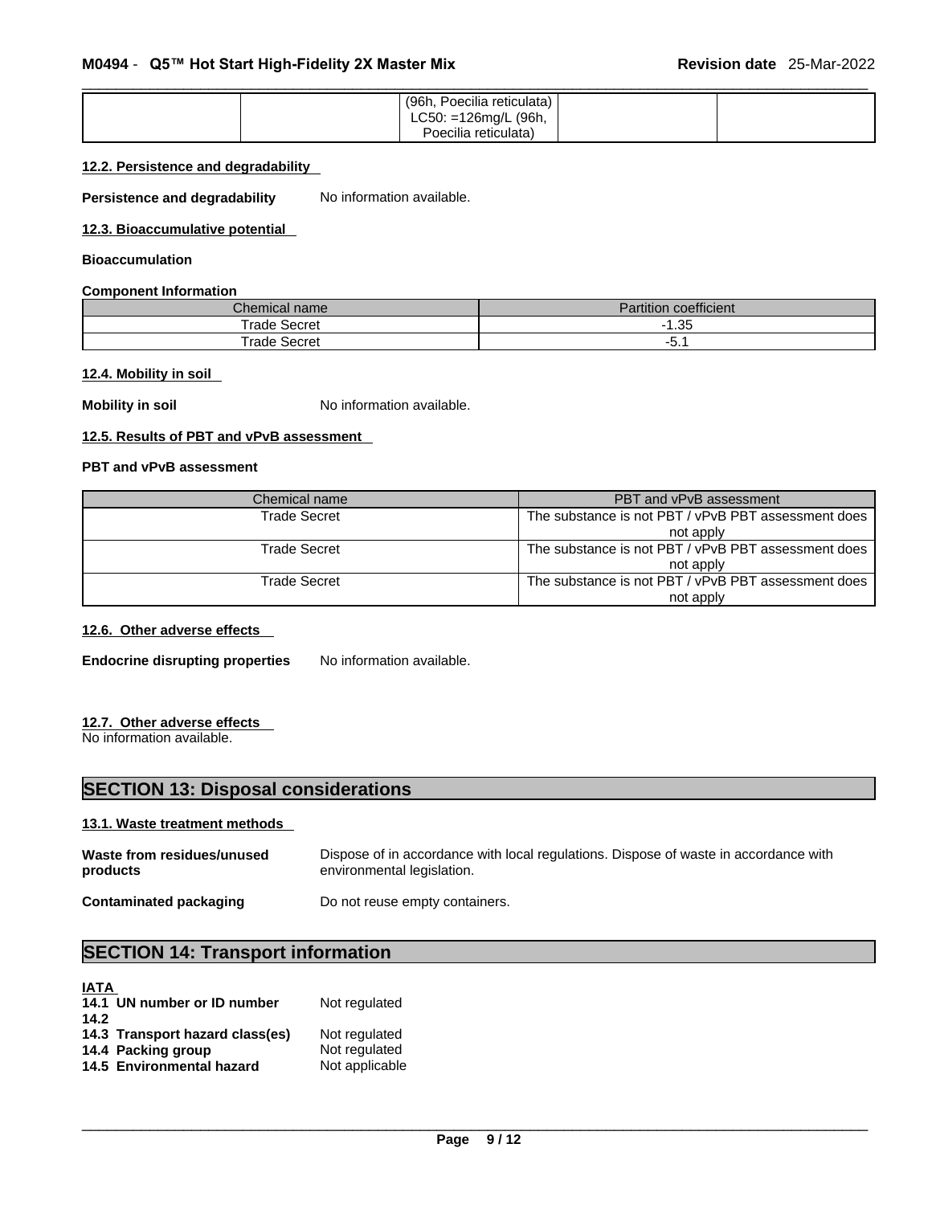| | | (96h, Poecilia reticulata) LC50: =126mg/L (96h, Poecilia reticulata) | | |
|---|---|---|---|---|

**12.2. Persistence and degradability**

**Persistence and degradability** No information available.

**12.3. Bioaccumulative potential**

**Bioaccumulation**

**Component Information**

| Chemical name | Partition coefficient |
|---|---|
| Trade Secret | -1.35 |
| Trade Secret | -5.1 |

**12.4. Mobility in soil**

**Mobility in soil** No information available.

**12.5. Results of PBT and vPvB assessment**

**PBT and vPvB assessment**

| Chemical name | PBT and vPvB assessment |
|---|---|
| Trade Secret | The substance is not PBT / vPvB PBT assessment does not apply |
| Trade Secret | The substance is not PBT / vPvB PBT assessment does not apply |
| Trade Secret | The substance is not PBT / vPvB PBT assessment does not apply |

**12.6. Other adverse effects**

**Endocrine disrupting properties** No information available.

**12.7. Other adverse effects**

No information available.

## SECTION 13: Disposal considerations

**13.1. Waste treatment methods**

**Waste from residues/unused products** Dispose of in accordance with local regulations. Dispose of waste in accordance with environmental legislation.

**Contaminated packaging** Do not reuse empty containers.

## SECTION 14: Transport information

**IATA**

**14.1 UN number or ID number** Not regulated

**14.2**

**14.3 Transport hazard class(es)** Not regulated

**14.4 Packing group** Not regulated

**14.5 Environmental hazard** Not applicable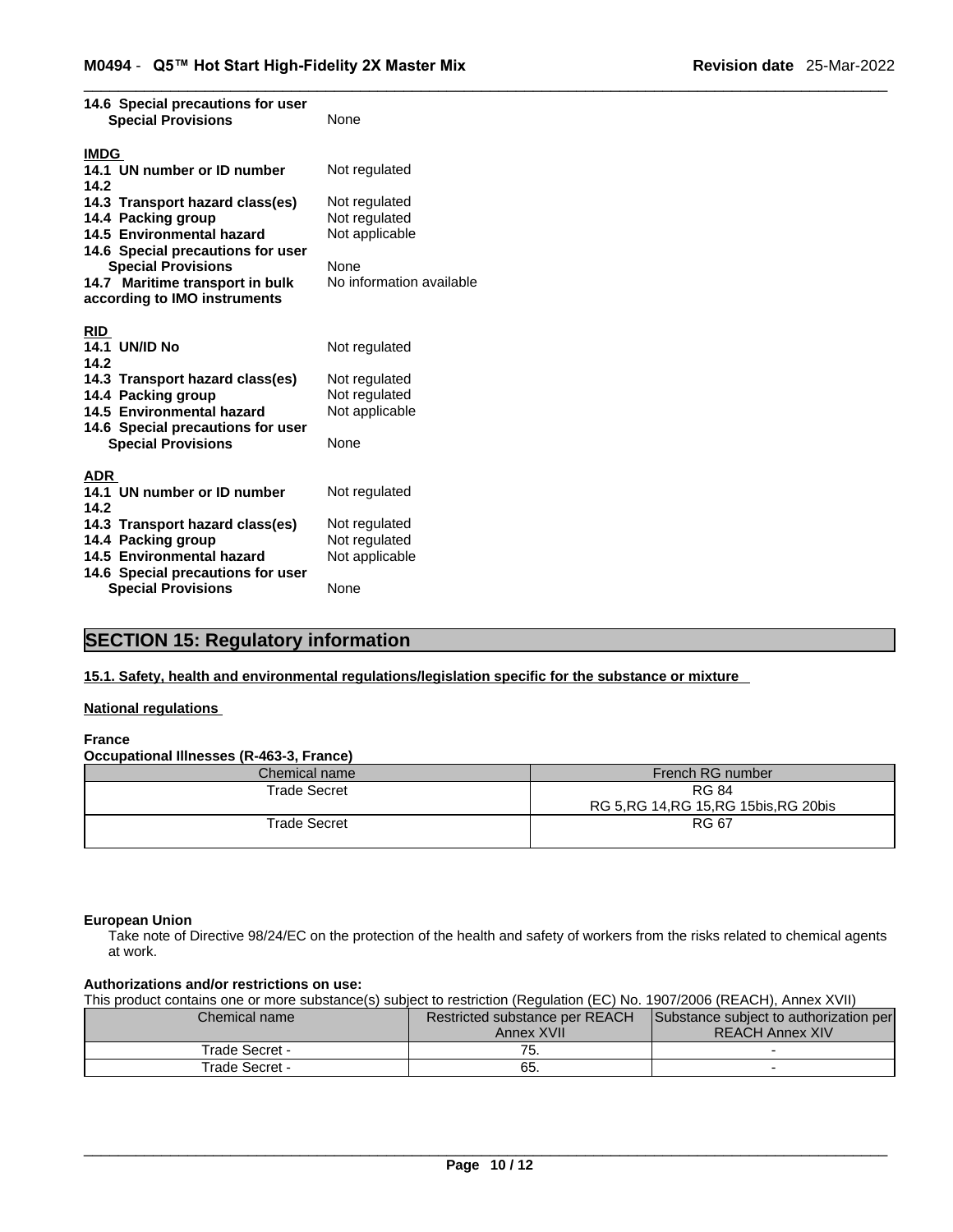**14.6 Special precautions for user**
**Special Provisions** None

**IMDG**

**14.1 UN number or ID number** Not regulated
**14.2**
**14.3 Transport hazard class(es)** Not regulated
**14.4 Packing group** Not regulated
**14.5 Environmental hazard** Not applicable
**14.6 Special precautions for user**
**Special Provisions** None
**14.7 Maritime transport in bulk according to IMO instruments** No information available

**RID**

**14.1 UN/ID No** Not regulated
**14.2**
**14.3 Transport hazard class(es)** Not regulated
**14.4 Packing group** Not regulated
**14.5 Environmental hazard** Not applicable
**14.6 Special precautions for user**
**Special Provisions** None

**ADR**

**14.1 UN number or ID number** Not regulated
**14.2**
**14.3 Transport hazard class(es)** Not regulated
**14.4 Packing group** Not regulated
**14.5 Environmental hazard** Not applicable
**14.6 Special precautions for user**
**Special Provisions** None

## SECTION 15: Regulatory information

**15.1. Safety, health and environmental regulations/legislation specific for the substance or mixture**

**National regulations**

**France**

**Occupational Illnesses (R-463-3, France)**

| Chemical name | French RG number |
|---|---|
| Trade Secret | RG 84<br>RG 5,RG 14,RG 15,RG 15bis,RG 20bis |
| Trade Secret | RG 67 |

**European Union**

Take note of Directive 98/24/EC on the protection of the health and safety of workers from the risks related to chemical agents at work.

**Authorizations and/or restrictions on use:**

This product contains one or more substance(s) subject to restriction (Regulation (EC) No. 1907/2006 (REACH), Annex XVII)

| Chemical name | Restricted substance per REACH Annex XVII | Substance subject to authorization per REACH Annex XIV |
|---|---|---|
| Trade Secret - | 75. | - |
| Trade Secret - | 65. | - |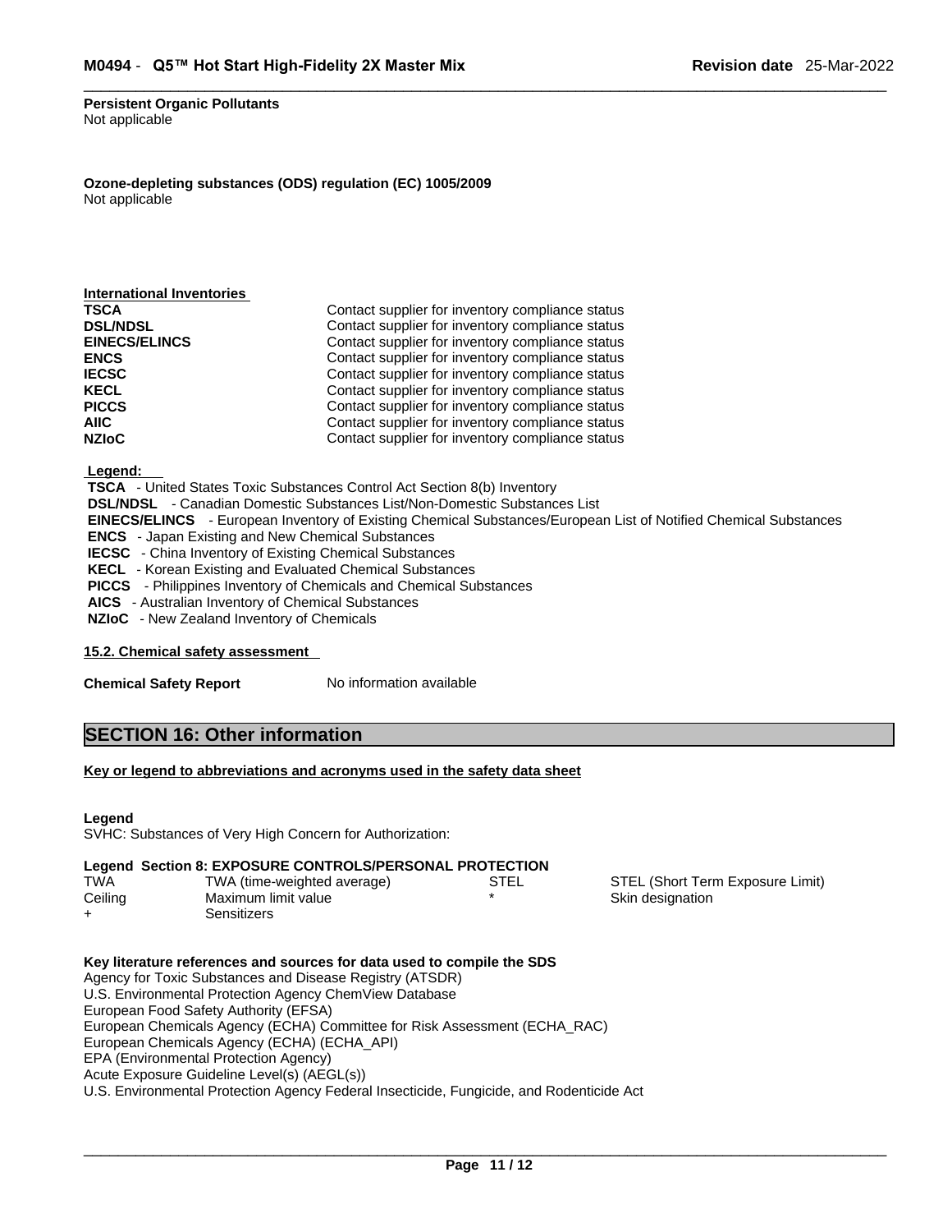**Persistent Organic Pollutants**
Not applicable

**Ozone-depleting substances (ODS) regulation (EC) 1005/2009**
Not applicable

| International Inventories | |
|---|---|
| **TSCA** | Contact supplier for inventory compliance status |
| **DSL/NDSL** | Contact supplier for inventory compliance status |
| **EINECS/ELINCS** | Contact supplier for inventory compliance status |
| **ENCS** | Contact supplier for inventory compliance status |
| **IECSC** | Contact supplier for inventory compliance status |
| **KECL** | Contact supplier for inventory compliance status |
| **PICCS** | Contact supplier for inventory compliance status |
| **AIIC** | Contact supplier for inventory compliance status |
| **NZIoC** | Contact supplier for inventory compliance status |

**Legend:**

**TSCA** - United States Toxic Substances Control Act Section 8(b) Inventory
**DSL/NDSL** - Canadian Domestic Substances List/Non-Domestic Substances List
**EINECS/ELINCS** - European Inventory of Existing Chemical Substances/European List of Notified Chemical Substances
**ENCS** - Japan Existing and New Chemical Substances
**IECSC** - China Inventory of Existing Chemical Substances
**KECL** - Korean Existing and Evaluated Chemical Substances
**PICCS** - Philippines Inventory of Chemicals and Chemical Substances
**AICS** - Australian Inventory of Chemical Substances
**NZIoC** - New Zealand Inventory of Chemicals

**15.2. Chemical safety assessment**

**Chemical Safety Report** No information available

## SECTION 16: Other information

**Key or legend to abbreviations and acronyms used in the safety data sheet**

**Legend**
SVHC: Substances of Very High Concern for Authorization:

**Legend Section 8: EXPOSURE CONTROLS/PERSONAL PROTECTION**

| | | | |
|---|---|---|---|
| TWA | TWA (time-weighted average) | STEL | STEL (Short Term Exposure Limit) |
| Ceiling | Maximum limit value | * | Skin designation |
| + | Sensitizers | | |

**Key literature references and sources for data used to compile the SDS**
Agency for Toxic Substances and Disease Registry (ATSDR)
U.S. Environmental Protection Agency ChemView Database
European Food Safety Authority (EFSA)
European Chemicals Agency (ECHA) Committee for Risk Assessment (ECHA_RAC)
European Chemicals Agency (ECHA) (ECHA_API)
EPA (Environmental Protection Agency)
Acute Exposure Guideline Level(s) (AEGL(s))
U.S. Environmental Protection Agency Federal Insecticide, Fungicide, and Rodenticide Act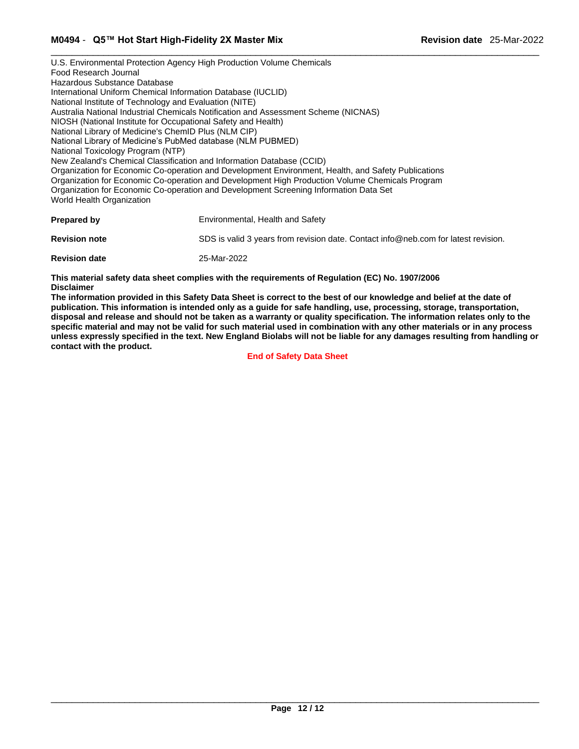U.S. Environmental Protection Agency High Production Volume Chemicals
Food Research Journal
Hazardous Substance Database
International Uniform Chemical Information Database (IUCLID)
National Institute of Technology and Evaluation (NITE)
Australia National Industrial Chemicals Notification and Assessment Scheme (NICNAS)
NIOSH (National Institute for Occupational Safety and Health)
National Library of Medicine's ChemID Plus (NLM CIP)
National Library of Medicine's PubMed database (NLM PUBMED)
National Toxicology Program (NTP)
New Zealand's Chemical Classification and Information Database (CCID)
Organization for Economic Co-operation and Development Environment, Health, and Safety Publications
Organization for Economic Co-operation and Development High Production Volume Chemicals Program
Organization for Economic Co-operation and Development Screening Information Data Set
World Health Organization

| | |
|---|---|
| **Prepared by** | Environmental, Health and Safety |
| **Revision note** | SDS is valid 3 years from revision date. Contact info@neb.com for latest revision. |
| **Revision date** | 25-Mar-2022 |

**This material safety data sheet complies with the requirements of Regulation (EC) No. 1907/2006**
**Disclaimer**
**The information provided in this Safety Data Sheet is correct to the best of our knowledge and belief at the date of publication. This information is intended only as a guide for safe handling, use, processing, storage, transportation, disposal and release and should not be taken as a warranty or quality specification. The information relates only to the specific material and may not be valid for such material used in combination with any other materials or in any process unless expressly specified in the text. New England Biolabs will not be liable for any damages resulting from handling or contact with the product.**

**End of Safety Data Sheet**